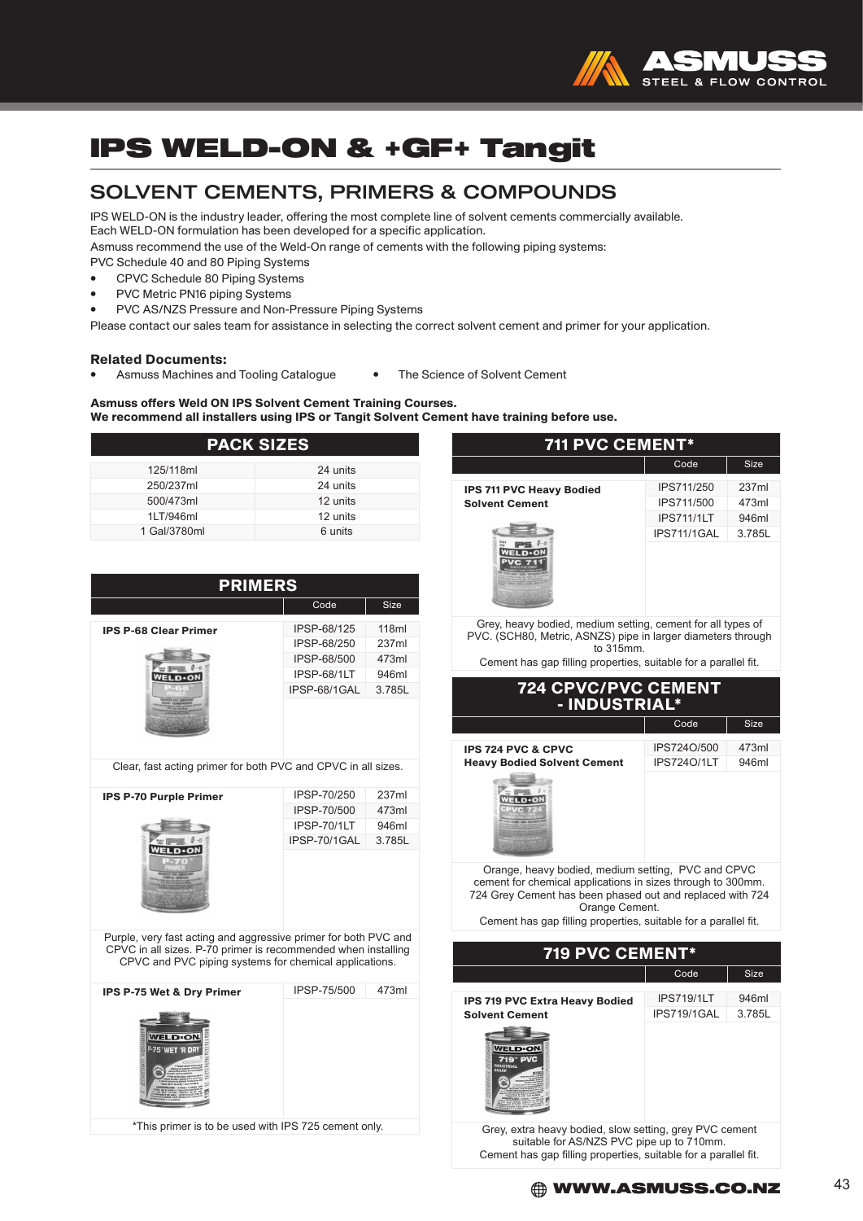# IPS WELD-ON & +GF+ Tangit

## SOLVENT CEMENTS, PRIMERS & COMPOUNDS

IPS WELD-ON is the industry leader, offering the most complete line of solvent cements commercially available. Each WELD-ON formulation has been developed for a specific application.

Asmuss recommend the use of the Weld-On range of cements with the following piping systems:

PVC Schedule 40 and 80 Piping Systems

- CPVC Schedule 80 Piping Systems
- PVC Metric PN16 piping Systems
- PVC AS/NZS Pressure and Non-Pressure Piping Systems

Please contact our sales team for assistance in selecting the correct solvent cement and primer for your application.

**Related Documents:**

- Asmuss Machines and Tooling Catalogue
- The Science of Solvent Cement

**Asmuss offers Weld ON IPS Solvent Cement Training Courses.**
**We recommend all installers using IPS or Tangit Solvent Cement have training before use.**

### PACK SIZES

| Size | Units |
|---|---|
| 125/118ml | 24 units |
| 250/237ml | 24 units |
| 500/473ml | 12 units |
| 1LT/946ml | 12 units |
| 1 Gal/3780ml | 6 units |

### PRIMERS

| Product | Code | Size |
|---|---|---|
| **IPS P-68 Clear Primer** | IPSP-68/125 | 118ml |
| | IPSP-68/250 | 237ml |
| | IPSP-68/500 | 473ml |
| | IPSP-68/1LT | 946ml |
| | IPSP-68/1GAL | 3.785L |

Clear, fast acting primer for both PVC and CPVC in all sizes.

| Product | Code | Size |
|---|---|---|
| **IPS P-70 Purple Primer** | IPSP-70/250 | 237ml |
| | IPSP-70/500 | 473ml |
| | IPSP-70/1LT | 946ml |
| | IPSP-70/1GAL | 3.785L |

Purple, very fast acting and aggressive primer for both PVC and CPVC in all sizes. P-70 primer is recommended when installing CPVC and PVC piping systems for chemical applications.

| Product | Code | Size |
|---|---|---|
| **IPS P-75 Wet & Dry Primer** | IPSP-75/500 | 473ml |

*This primer is to be used with IPS 725 cement only.

### 711 PVC CEMENT*

| Product | Code | Size |
|---|---|---|
| **IPS 711 PVC Heavy Bodied Solvent Cement** | IPS711/250 | 237ml |
| | IPS711/500 | 473ml |
| | IPS711/1LT | 946ml |
| | IPS711/1GAL | 3.785L |

Grey, heavy bodied, medium setting, cement for all types of PVC. (SCH80, Metric, ASNZS) pipe in larger diameters through to 315mm.
Cement has gap filling properties, suitable for a parallel fit.

### 724 CPVC/PVC CEMENT - INDUSTRIAL*

| Product | Code | Size |
|---|---|---|
| **IPS 724 PVC & CPVC Heavy Bodied Solvent Cement** | IPS724O/500 | 473ml |
| | IPS724O/1LT | 946ml |

Orange, heavy bodied, medium setting, PVC and CPVC cement for chemical applications in sizes through to 300mm.
724 Grey Cement has been phased out and replaced with 724 Orange Cement.
Cement has gap filling properties, suitable for a parallel fit.

### 719 PVC CEMENT*

| Product | Code | Size |
|---|---|---|
| **IPS 719 PVC Extra Heavy Bodied Solvent Cement** | IPS719/1LT | 946ml |
| | IPS719/1GAL | 3.785L |

Grey, extra heavy bodied, slow setting, grey PVC cement suitable for AS/NZS PVC pipe up to 710mm.
Cement has gap filling properties, suitable for a parallel fit.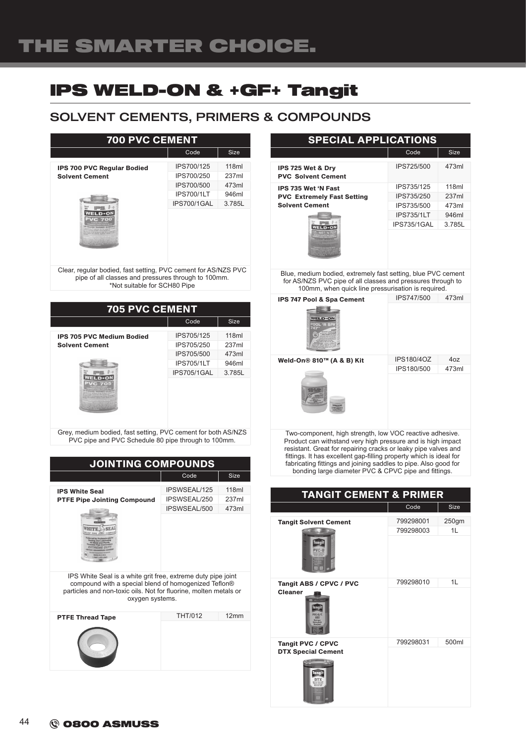# IPS WELD-ON & +GF+ Tangit

## SOLVENT CEMENTS, PRIMERS & COMPOUNDS

### 700 PVC CEMENT

| | Code | Size |
|---|---|---|
| **IPS 700 PVC Regular Bodied Solvent Cement** | IPS700/125 | 118ml |
| | IPS700/250 | 237ml |
| | IPS700/500 | 473ml |
| | IPS700/1LT | 946ml |
| | IPS700/1GAL | 3.785L |

Clear, regular bodied, fast setting, PVC cement for AS/NZS PVC pipe of all classes and pressures through to 100mm.
*Not suitable for SCH80 Pipe

### 705 PVC CEMENT

| | Code | Size |
|---|---|---|
| **IPS 705 PVC Medium Bodied Solvent Cement** | IPS705/125 | 118ml |
| | IPS705/250 | 237ml |
| | IPS705/500 | 473ml |
| | IPS705/1LT | 946ml |
| | IPS705/1GAL | 3.785L |

Grey, medium bodied, fast setting, PVC cement for both AS/NZS PVC pipe and PVC Schedule 80 pipe through to 100mm.

### JOINTING COMPOUNDS

| | Code | Size |
|---|---|---|
| **IPS White Seal PTFE Pipe Jointing Compound** | IPSWSEAL/125 | 118ml |
| | IPSWSEAL/250 | 237ml |
| | IPSWSEAL/500 | 473ml |

IPS White Seal is a white grit free, extreme duty pipe joint compound with a special blend of homogenized Teflon® particles and non-toxic oils. Not for fluorine, molten metals or oxygen systems.

| | Code | Size |
|---|---|---|
| **PTFE Thread Tape** | THT/012 | 12mm |

### SPECIAL APPLICATIONS

| | Code | Size |
|---|---|---|
| **IPS 725 Wet & Dry PVC Solvent Cement** | IPS725/500 | 473ml |
| **IPS 735 Wet 'N Fast PVC Extremely Fast Setting Solvent Cement** | IPS735/125 | 118ml |
| | IPS735/250 | 237ml |
| | IPS735/500 | 473ml |
| | IPS735/1LT | 946ml |
| | IPS735/1GAL | 3.785L |

Blue, medium bodied, extremely fast setting, blue PVC cement for AS/NZS PVC pipe of all classes and pressures through to 100mm, when quick line pressurisation is required.

| | Code | Size |
|---|---|---|
| **IPS 747 Pool & Spa Cement** | IPS747/500 | 473ml |
| **Weld-On® 810™ (A & B) Kit** | IPS180/4OZ | 4oz |
| | IPS180/500 | 473ml |

Two-component, high strength, low VOC reactive adhesive. Product can withstand very high pressure and is high impact resistant. Great for repairing cracks or leaky pipe valves and fittings. It has excellent gap-filling property which is ideal for fabricating fittings and joining saddles to pipe. Also good for bonding large diameter PVC & CPVC pipe and fittings.

### TANGIT CEMENT & PRIMER

| | Code | Size |
|---|---|---|
| **Tangit Solvent Cement** | 799298001 | 250gm |
| | 799298003 | 1L |
| **Tangit ABS / CPVC / PVC Cleaner** | 799298010 | 1L |
| **Tangit PVC / CPVC DTX Special Cement** | 799298031 | 500ml |

0800 ASMUSS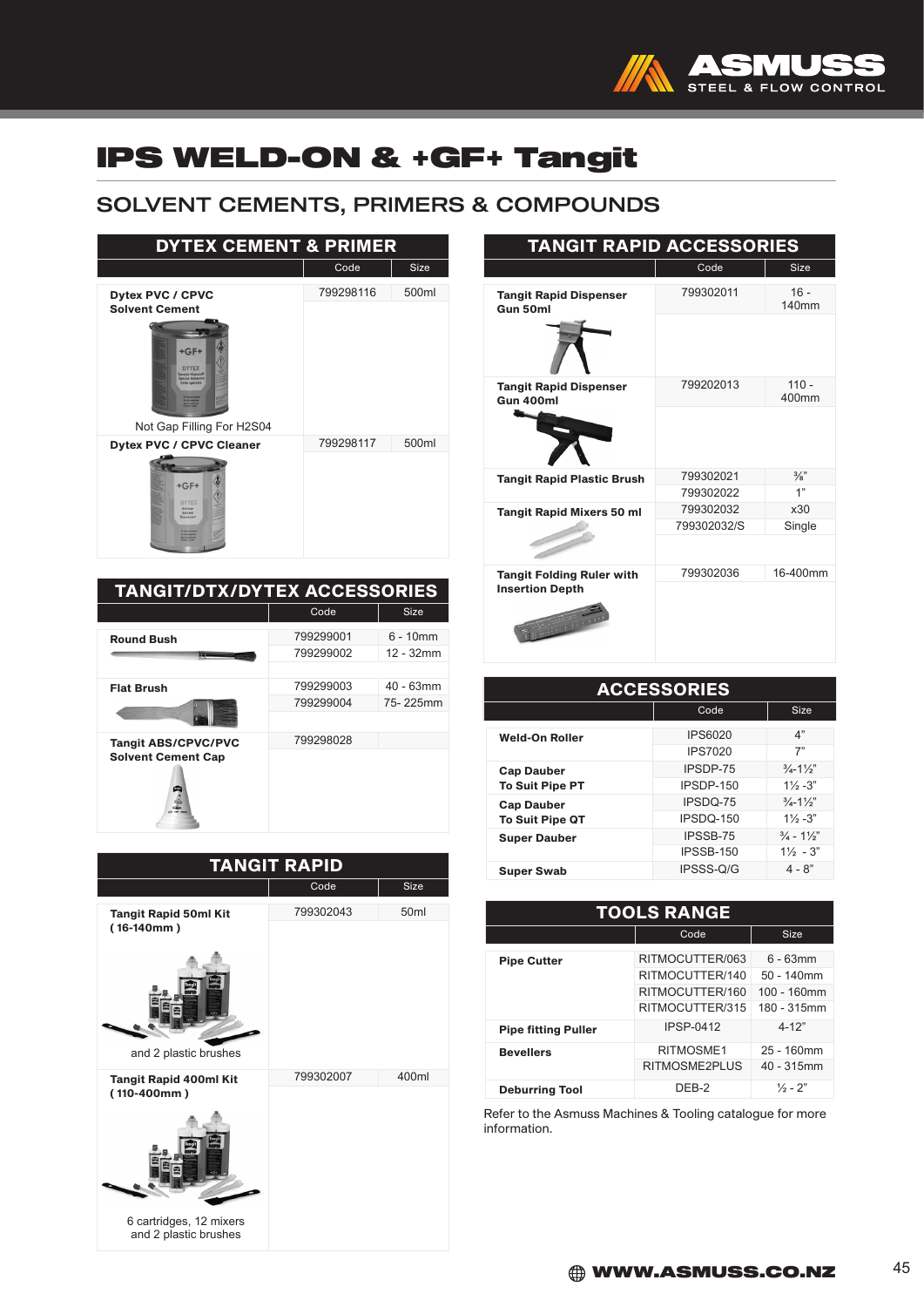# IPS WELD-ON & +GF+ Tangit

## SOLVENT CEMENTS, PRIMERS & COMPOUNDS

### DYTEX CEMENT & PRIMER

| | Code | Size |
|---|---|---|
| **Dytex PVC / CPVC Solvent Cement** | 799298116 | 500ml |
| Not Gap Filling For H2S04 | | |
| **Dytex PVC / CPVC Cleaner** | 799298117 | 500ml |

### TANGIT/DTX/DYTEX ACCESSORIES

| | Code | Size |
|---|---|---|
| **Round Bush** | 799299001 | 6 - 10mm |
| | 799299002 | 12 - 32mm |
| **Flat Brush** | 799299003 | 40 - 63mm |
| | 799299004 | 75- 225mm |
| **Tangit ABS/CPVC/PVC Solvent Cement Cap** | 799298028 | |

### TANGIT RAPID

| | Code | Size |
|---|---|---|
| **Tangit Rapid 50ml Kit ( 16-140mm )** and 2 plastic brushes | 799302043 | 50ml |
| **Tangit Rapid 400ml Kit ( 110-400mm )** 6 cartridges, 12 mixers and 2 plastic brushes | 799302007 | 400ml |

### TANGIT RAPID ACCESSORIES

| | Code | Size |
|---|---|---|
| **Tangit Rapid Dispenser Gun 50ml** | 799302011 | 16 - 140mm |
| **Tangit Rapid Dispenser Gun 400ml** | 799202013 | 110 - 400mm |
| **Tangit Rapid Plastic Brush** | 799302021 | ⅜" |
| | 799302022 | 1" |
| **Tangit Rapid Mixers 50 ml** | 799302032 | x30 |
| | 799302032/S | Single |
| **Tangit Folding Ruler with Insertion Depth** | 799302036 | 16-400mm |

### ACCESSORIES

| | Code | Size |
|---|---|---|
| **Weld-On Roller** | IPS6020 | 4" |
| | IPS7020 | 7" |
| **Cap Dauber To Suit Pipe PT** | IPSDP-75 | ¾-1½" |
| | IPSDP-150 | 1½ -3" |
| **Cap Dauber To Suit Pipe QT** | IPSDQ-75 | ¾-1½" |
| | IPSDQ-150 | 1½ -3" |
| **Super Dauber** | IPSSB-75 | ¾ - 1½" |
| | IPSSB-150 | 1½ - 3" |
| **Super Swab** | IPSSS-Q/G | 4 - 8" |

### TOOLS RANGE

| | Code | Size |
|---|---|---|
| **Pipe Cutter** | RITMOCUTTER/063 | 6 - 63mm |
| | RITMOCUTTER/140 | 50 - 140mm |
| | RITMOCUTTER/160 | 100 - 160mm |
| | RITMOCUTTER/315 | 180 - 315mm |
| **Pipe fitting Puller** | IPSP-0412 | 4-12" |
| **Bevellers** | RITMOSME1 | 25 - 160mm |
| | RITMOSME2PLUS | 40 - 315mm |
| **Deburring Tool** | DEB-2 | ½ - 2" |

Refer to the Asmuss Machines & Tooling catalogue for more information.